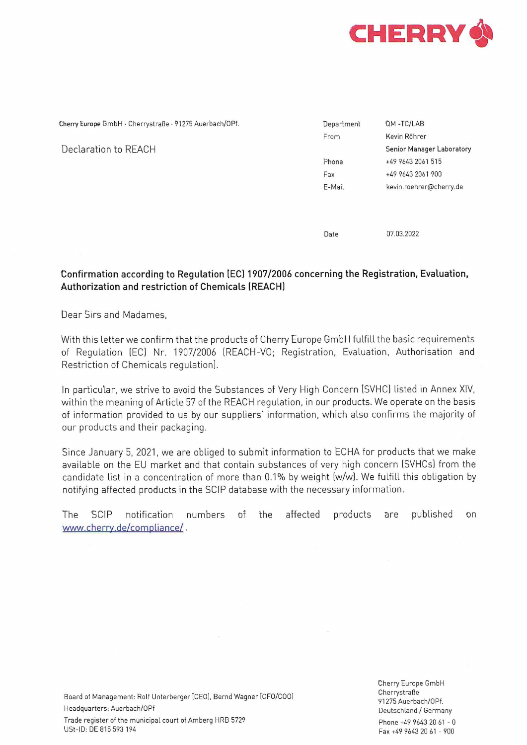CHERRY

Cherry Europe GmbH · Cherrystraße · 91275 Auerbach/OPf.

Declaration to REACH

| | |
|---|---|
| Department | QM -TC/LAB |
| From | Kevin Röhrer |
| | Senior Manager Laboratory |
| Phone | +49 9643 2061 515 |
| Fax | +49 9643 2061 900 |
| E-Mail | kevin.roehrer@cherry.de |
| Date | 07.03.2022 |

**Confirmation according to Regulation (EC) 1907/2006 concerning the Registration, Evaluation, Authorization and restriction of Chemicals (REACH)**

Dear Sirs and Madames,

With this letter we confirm that the products of Cherry Europe GmbH fulfill the basic requirements of Regulation (EC) Nr. 1907/2006 (REACH-VO; Registration, Evaluation, Authorisation and Restriction of Chemicals regulation).

In particular, we strive to avoid the Substances of Very High Concern (SVHC) listed in Annex XIV, within the meaning of Article 57 of the REACH regulation, in our products. We operate on the basis of information provided to us by our suppliers' information, which also confirms the majority of our products and their packaging.

Since January 5, 2021, we are obliged to submit information to ECHA for products that we make available on the EU market and that contain substances of very high concern (SVHCs) from the candidate list in a concentration of more than 0.1% by weight (w/w). We fulfill this obligation by notifying affected products in the SCIP database with the necessary information.

The SCIP notification numbers of the affected products are published on www.cherry.de/compliance/.

Board of Management: Rolf Unterberger (CEO), Bernd Wagner (CFO/COO)
Headquarters: Auerbach/OPf
Trade register of the municipal court of Amberg HRB 5729
USt-ID: DE 815 593 194

Cherry Europe GmbH
Cherrystraße
91275 Auerbach/OPf.
Deutschland / Germany
Phone +49 9643 20 61 - 0
Fax +49 9643 20 61 - 900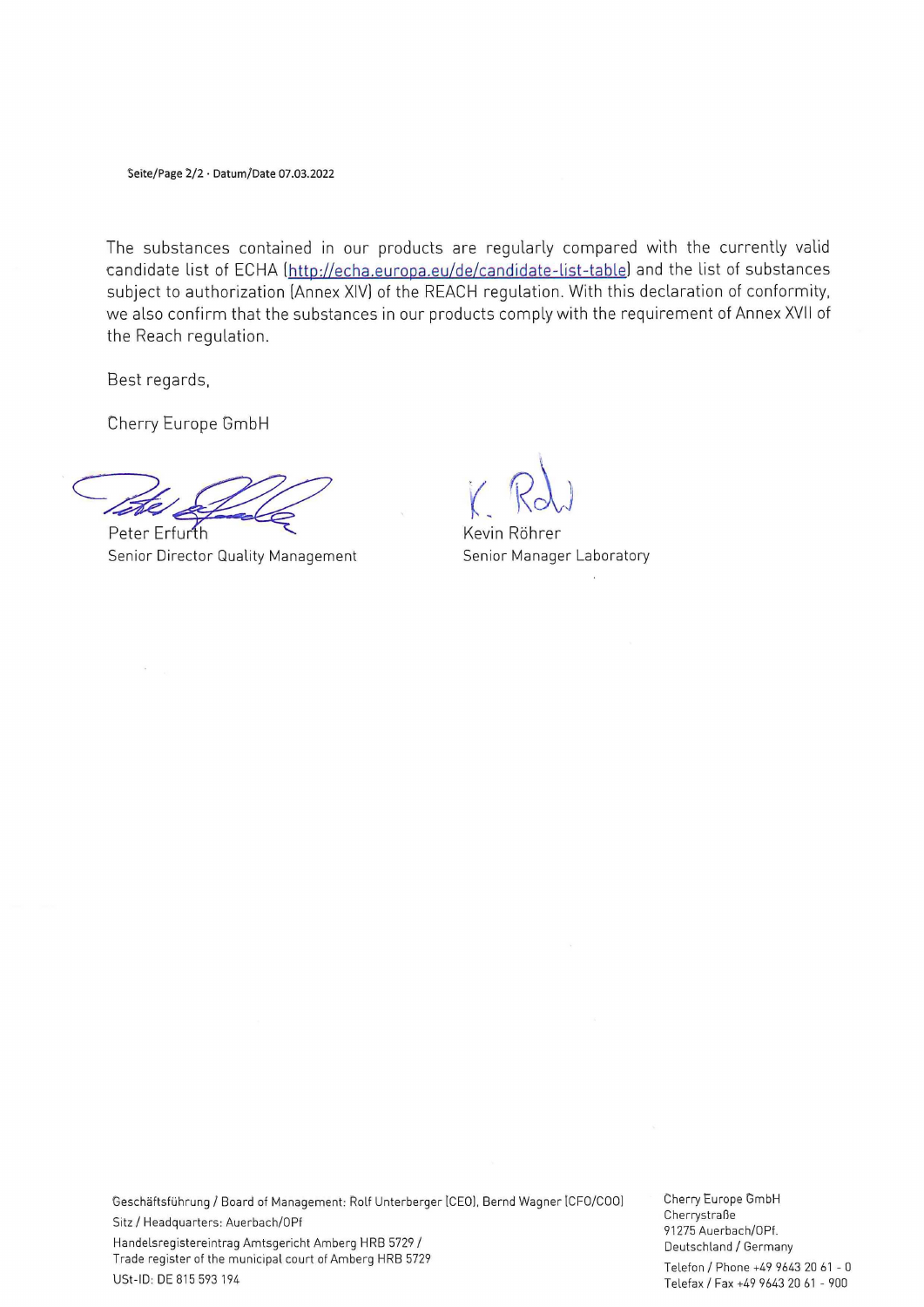The substances contained in our products are regularly compared with the currently valid candidate list of ECHA (http://echa.europa.eu/de/candidate-list-table) and the list of substances subject to authorization (Annex XIV) of the REACH regulation. With this declaration of conformity, we also confirm that the substances in our products comply with the requirement of Annex XVII of the Reach regulation.

Best regards,

Cherry Europe GmbH

Peter Erfurth
Senior Director Quality Management

Kevin Röhrer
Senior Manager Laboratory

Geschäftsführung / Board of Management: Rolf Unterberger (CEO), Bernd Wagner (CFO/COO)
Sitz / Headquarters: Auerbach/OPf
Handelsregistereintrag Amtsgericht Amberg HRB 5729 /
Trade register of the municipal court of Amberg HRB 5729
USt-ID: DE 815 593 194

Cherry Europe GmbH
Cherrystraße
91275 Auerbach/OPf.
Deutschland / Germany
Telefon / Phone +49 9643 20 61 - 0
Telefax / Fax +49 9643 20 61 - 900